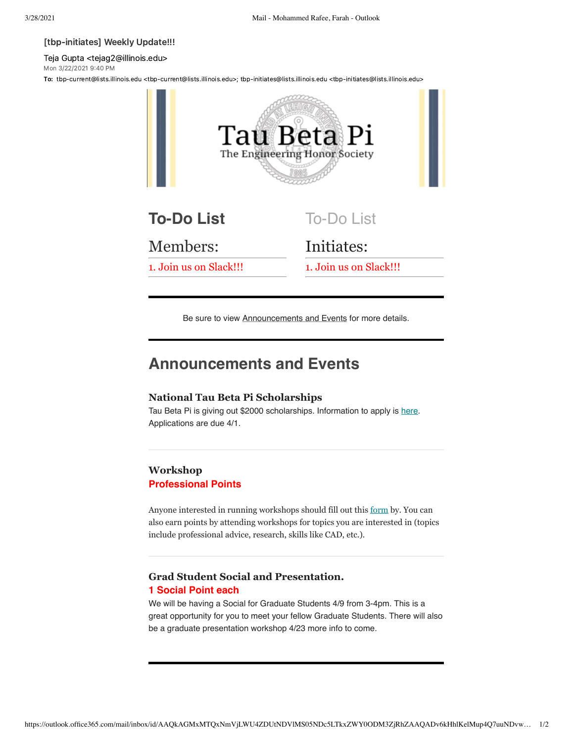[tbp-initiates] Weekly Update!!!

Teja Gupta <tejag2@illinois.edu>
Mon 3/22/2021 9:40 PM

**To:** tbp-current@lists.illinois.edu <tbp-current@lists.illinois.edu>; tbp-initiates@lists.illinois.edu <tbp-initiates@lists.illinois.edu>

Tau Beta Pi
The Engineering Honor Society

## To-Do List

### Members:

1. Join us on Slack!!!

## To-Do List

### Initiates:

1. Join us on Slack!!!

---

Be sure to view Announcements and Events for more details.

---

## Announcements and Events

### National Tau Beta Pi Scholarships

Tau Beta Pi is giving out $2000 scholarships. Information to apply is here. Applications are due 4/1.

---

### Workshop

**Professional Points**

Anyone interested in running workshops should fill out this form by. You can also earn points by attending workshops for topics you are interested in (topics include professional advice, research, skills like CAD, etc.).

---

### Grad Student Social and Presentation.

**1 Social Point each**

We will be having a Social for Graduate Students 4/9 from 3-4pm. This is a great opportunity for you to meet your fellow Graduate Students. There will also be a graduate presentation workshop 4/23 more info to come.

---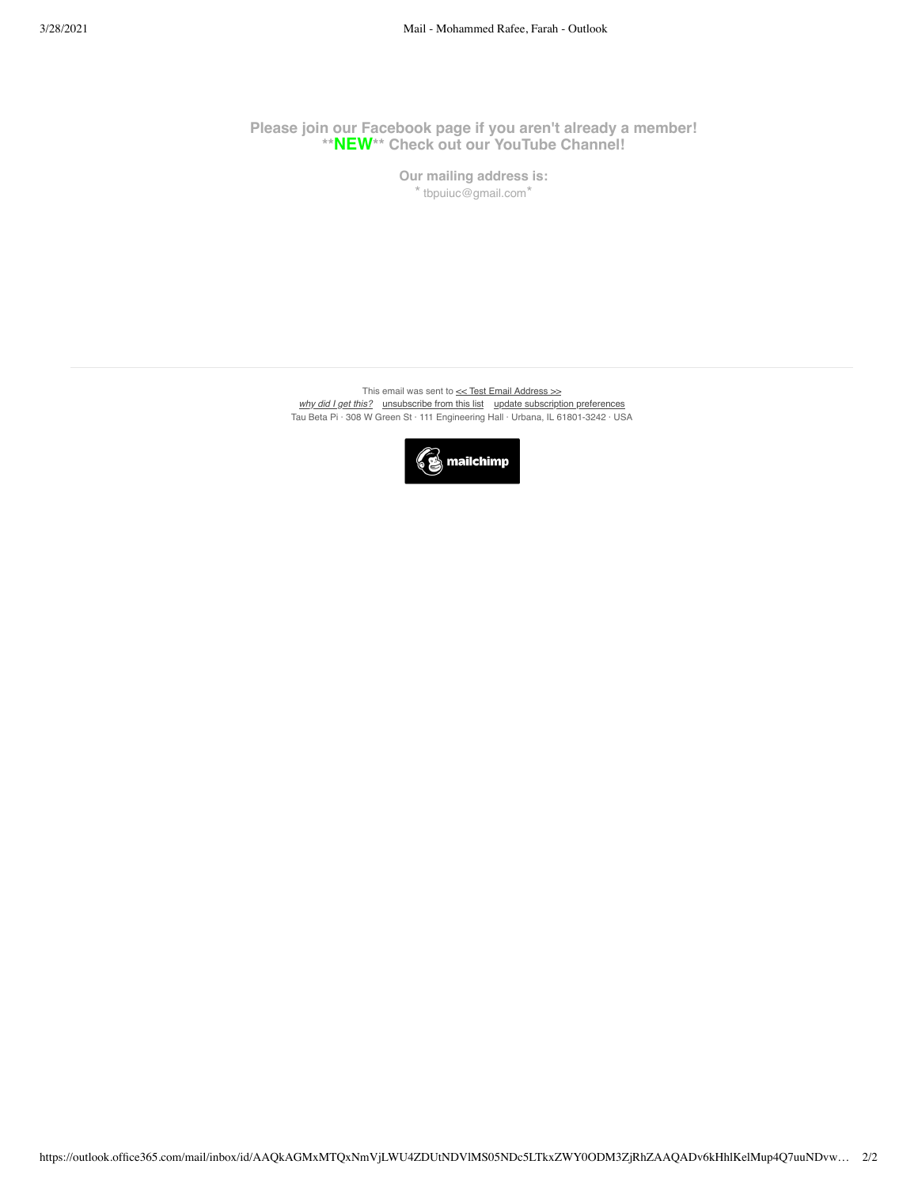**Please join our Facebook page if you aren't already a member!**
****NEW** Check out our YouTube Channel!**

**Our mailing address is:**
* tbpuiuc@gmail.com*

---

This email was sent to << Test Email Address >>
*why did I get this?* unsubscribe from this list update subscription preferences
Tau Beta Pi · 308 W Green St · 111 Engineering Hall · Urbana, IL 61801-3242 · USA

mailchimp